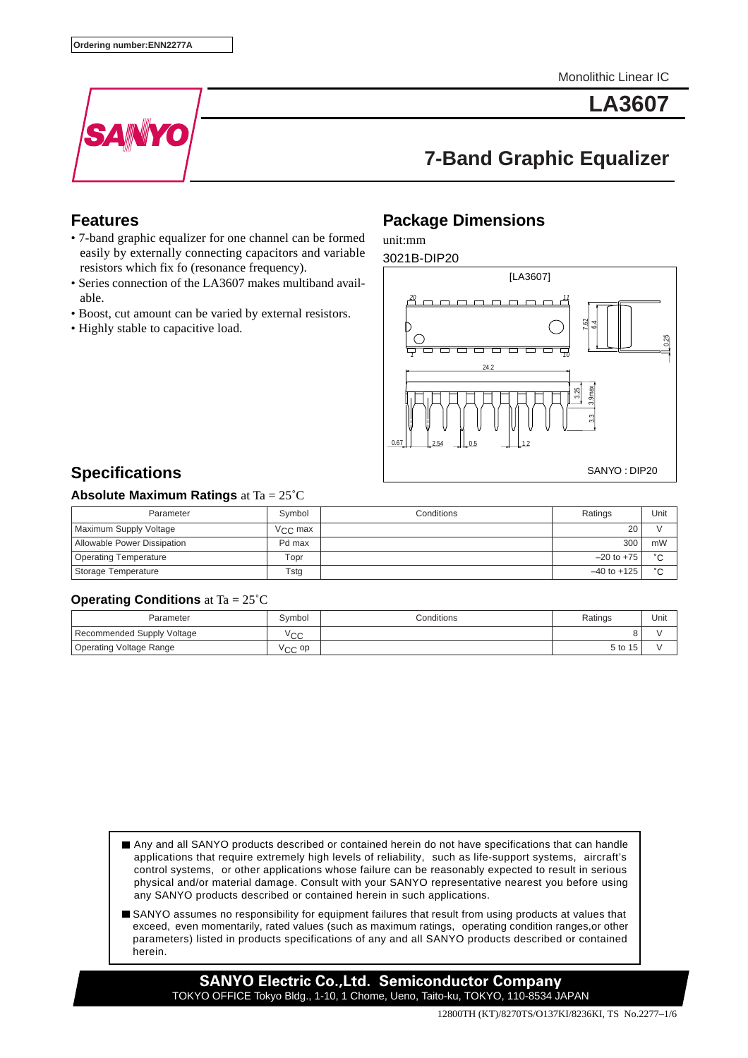Ordering number:ENN2277A

Monolithic Linear IC

# LA3607

## 7-Band Graphic Equalizer

## Features

- 7-band graphic equalizer for one channel can be formed easily by externally connecting capacitors and variable resistors which fix fo (resonance frequency).
- Series connection of the LA3607 makes multiband available.
- Boost, cut amount can be varied by external resistors.
- Highly stable to capacitive load.

## Package Dimensions

unit:mm

3021B-DIP20

## Specifications

### Absolute Maximum Ratings at Ta = 25˚C

| Parameter | Symbol | Conditions | Ratings | Unit |
|---|---|---|---|---|
| Maximum Supply Voltage | $V_{CC}$ max | | 20 | V |
| Allowable Power Dissipation | Pd max | | 300 | mW |
| Operating Temperature | Topr | | –20 to +75 | ˚C |
| Storage Temperature | Tstg | | –40 to +125 | ˚C |

### Operating Conditions at Ta = 25˚C

| Parameter | Symbol | Conditions | Ratings | Unit |
|---|---|---|---|---|
| Recommended Supply Voltage | $V_{CC}$ | | 8 | V |
| Operating Voltage Range | $V_{CC}$ op | | 5 to 15 | V |

- Any and all SANYO products described or contained herein do not have specifications that can handle applications that require extremely high levels of reliability, such as life-support systems, aircraft's control systems, or other applications whose failure can be reasonably expected to result in serious physical and/or material damage. Consult with your SANYO representative nearest you before using any SANYO products described or contained herein in such applications.
- SANYO assumes no responsibility for equipment failures that result from using products at values that exceed, even momentarily, rated values (such as maximum ratings, operating condition ranges,or other parameters) listed in products specifications of any and all SANYO products described or contained herein.

**SANYO Electric Co.,Ltd. Semiconductor Company**

TOKYO OFFICE Tokyo Bldg., 1-10, 1 Chome, Ueno, Taito-ku, TOKYO, 110-8534 JAPAN

12800TH (KT)/8270TS/O137KI/8236KI, TS No.2277–1/6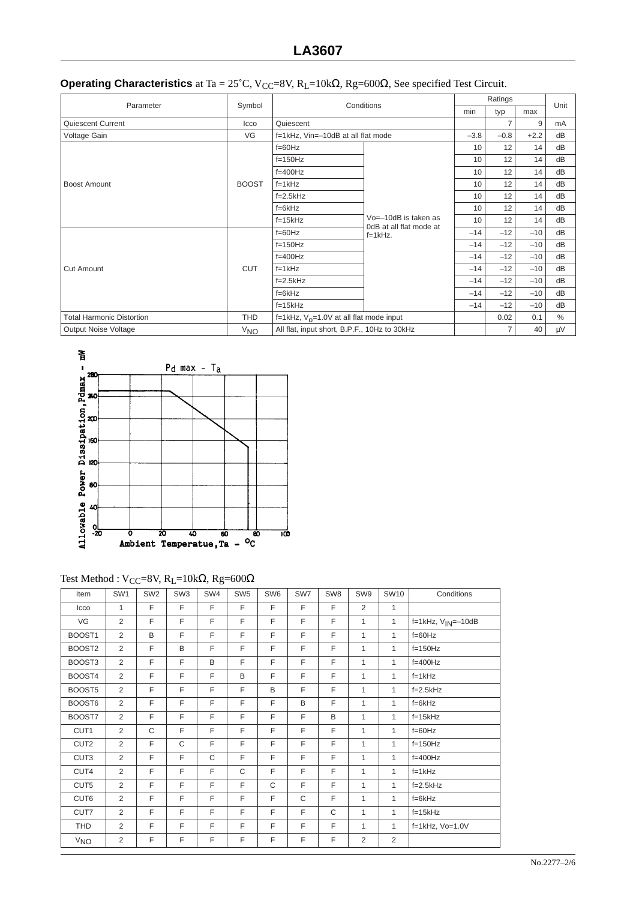## Operating Characteristics at Ta = 25˚C, $V_{CC}$=8V, $R_L$=10kΩ, Rg=600Ω, See specified Test Circuit.

| Parameter | Symbol | Conditions | | Ratings min | Ratings typ | Ratings max | Unit |
|---|---|---|---|---|---|---|---|
| Quiescent Current | Icco | Quiescent | | | 7 | 9 | mA |
| Voltage Gain | VG | f=1kHz, Vin=–10dB at all flat mode | | –3.8 | –0.8 | +2.2 | dB |
| Boost Amount | BOOST | f=60Hz | Vo=–10dB is taken as 0dB at all flat mode at f=1kHz. | 10 | 12 | 14 | dB |
| | | f=150Hz | | 10 | 12 | 14 | dB |
| | | f=400Hz | | 10 | 12 | 14 | dB |
| | | f=1kHz | | 10 | 12 | 14 | dB |
| | | f=2.5kHz | | 10 | 12 | 14 | dB |
| | | f=6kHz | | 10 | 12 | 14 | dB |
| | | f=15kHz | | 10 | 12 | 14 | dB |
| Cut Amount | CUT | f=60Hz | | –14 | –12 | –10 | dB |
| | | f=150Hz | | –14 | –12 | –10 | dB |
| | | f=400Hz | | –14 | –12 | –10 | dB |
| | | f=1kHz | | –14 | –12 | –10 | dB |
| | | f=2.5kHz | | –14 | –12 | –10 | dB |
| | | f=6kHz | | –14 | –12 | –10 | dB |
| | | f=15kHz | | –14 | –12 | –10 | dB |
| Total Harmonic Distortion | THD | f=1kHz, $V_o$=1.0V at all flat mode input | | | 0.02 | 0.1 | % |
| Output Noise Voltage | $V_{NO}$ | All flat, input short, B.P.F., 10Hz to 30kHz | | | 7 | 40 | μV |

Pd max – Ta

Allowable Power Dissipation, Pdmax – mW

Ambient Temperatue, Ta – °C

Test Method : $V_{CC}$=8V, $R_L$=10kΩ, Rg=600Ω

| Item | SW1 | SW2 | SW3 | SW4 | SW5 | SW6 | SW7 | SW8 | SW9 | SW10 | Conditions |
|---|---|---|---|---|---|---|---|---|---|---|---|
| Icco | 1 | F | F | F | F | F | F | F | 2 | 1 | |
| VG | 2 | F | F | F | F | F | F | F | 1 | 1 | f=1kHz, $V_{IN}$=–10dB |
| BOOST1 | 2 | B | F | F | F | F | F | F | 1 | 1 | f=60Hz |
| BOOST2 | 2 | F | B | F | F | F | F | F | 1 | 1 | f=150Hz |
| BOOST3 | 2 | F | F | B | F | F | F | F | 1 | 1 | f=400Hz |
| BOOST4 | 2 | F | F | F | B | F | F | F | 1 | 1 | f=1kHz |
| BOOST5 | 2 | F | F | F | F | B | F | F | 1 | 1 | f=2.5kHz |
| BOOST6 | 2 | F | F | F | F | F | B | F | 1 | 1 | f=6kHz |
| BOOST7 | 2 | F | F | F | F | F | F | B | 1 | 1 | f=15kHz |
| CUT1 | 2 | C | F | F | F | F | F | F | 1 | 1 | f=60Hz |
| CUT2 | 2 | F | C | F | F | F | F | F | 1 | 1 | f=150Hz |
| CUT3 | 2 | F | F | C | F | F | F | F | 1 | 1 | f=400Hz |
| CUT4 | 2 | F | F | F | C | F | F | F | 1 | 1 | f=1kHz |
| CUT5 | 2 | F | F | F | F | C | F | F | 1 | 1 | f=2.5kHz |
| CUT6 | 2 | F | F | F | F | F | C | F | 1 | 1 | f=6kHz |
| CUT7 | 2 | F | F | F | F | F | F | C | 1 | 1 | f=15kHz |
| THD | 2 | F | F | F | F | F | F | F | 1 | 1 | f=1kHz, Vo=1.0V |
| $V_{NO}$ | 2 | F | F | F | F | F | F | F | 2 | 2 | |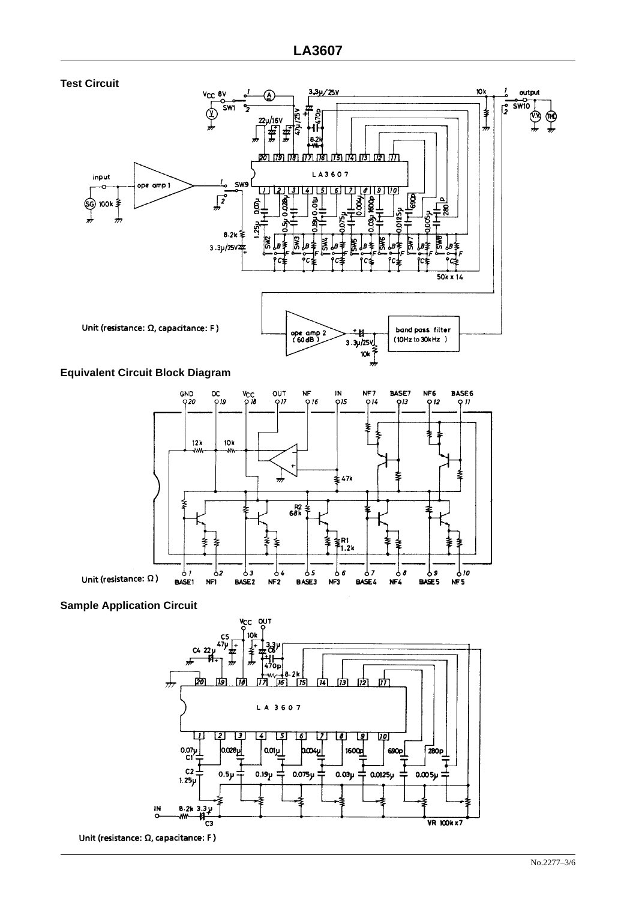## Test Circuit

Unit (resistance: Ω, capacitance: F)

## Equivalent Circuit Block Diagram

Unit (resistance: Ω)

## Sample Application Circuit

Unit (resistance: Ω, capacitance: F)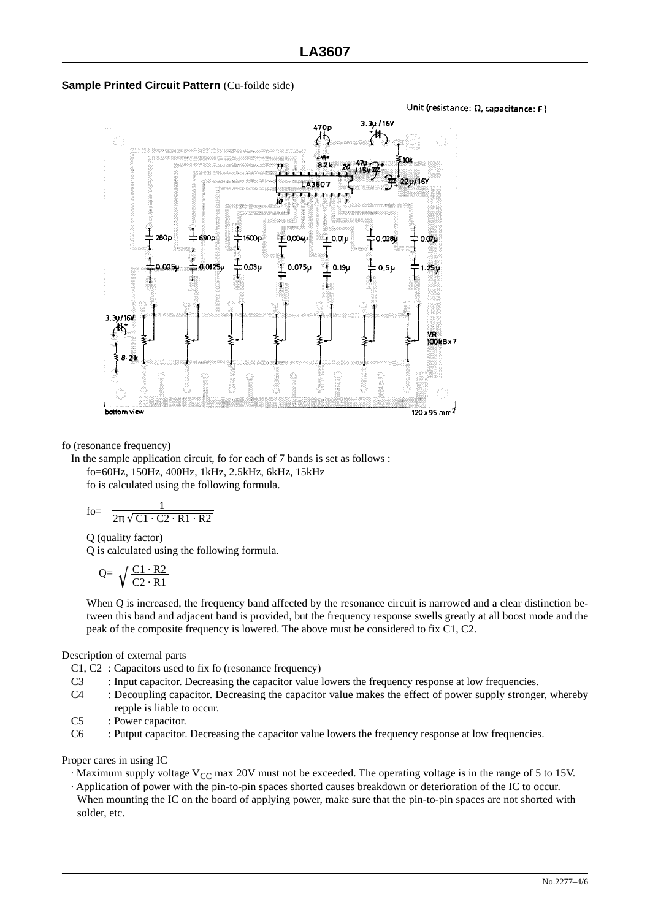## Sample Printed Circuit Pattern (Cu-foilde side)

Unit (resistance: Ω, capacitance: F)

fo (resonance frequency)

In the sample application circuit, fo for each of 7 bands is set as follows :

fo=60Hz, 150Hz, 400Hz, 1kHz, 2.5kHz, 6kHz, 15kHz

fo is calculated using the following formula.

$$fo=\frac{1}{2\pi\sqrt{C1\cdot C2\cdot R1\cdot R2}}$$

Q (quality factor)

Q is calculated using the following formula.

$$Q=\sqrt{\frac{C1\cdot R2}{C2\cdot R1}}$$

When Q is increased, the frequency band affected by the resonance circuit is narrowed and a clear distinction between this band and adjacent band is provided, but the frequency response swells greatly at all boost mode and the peak of the composite frequency is lowered. The above must be considered to fix C1, C2.

Description of external parts

- C1, C2 : Capacitors used to fix fo (resonance frequency)
- C3 : Input capacitor. Decreasing the capacitor value lowers the frequency response at low frequencies.
- C4 : Decoupling capacitor. Decreasing the capacitor value makes the effect of power supply stronger, whereby repple is liable to occur.
- C5 : Power capacitor.
- C6 : Putput capacitor. Decreasing the capacitor value lowers the frequency response at low frequencies.

Proper cares in using IC

- · Maximum supply voltage $V_{CC}$ max 20V must not be exceeded. The operating voltage is in the range of 5 to 15V.
- · Application of power with the pin-to-pin spaces shorted causes breakdown or deterioration of the IC to occur. When mounting the IC on the board of applying power, make sure that the pin-to-pin spaces are not shorted with solder, etc.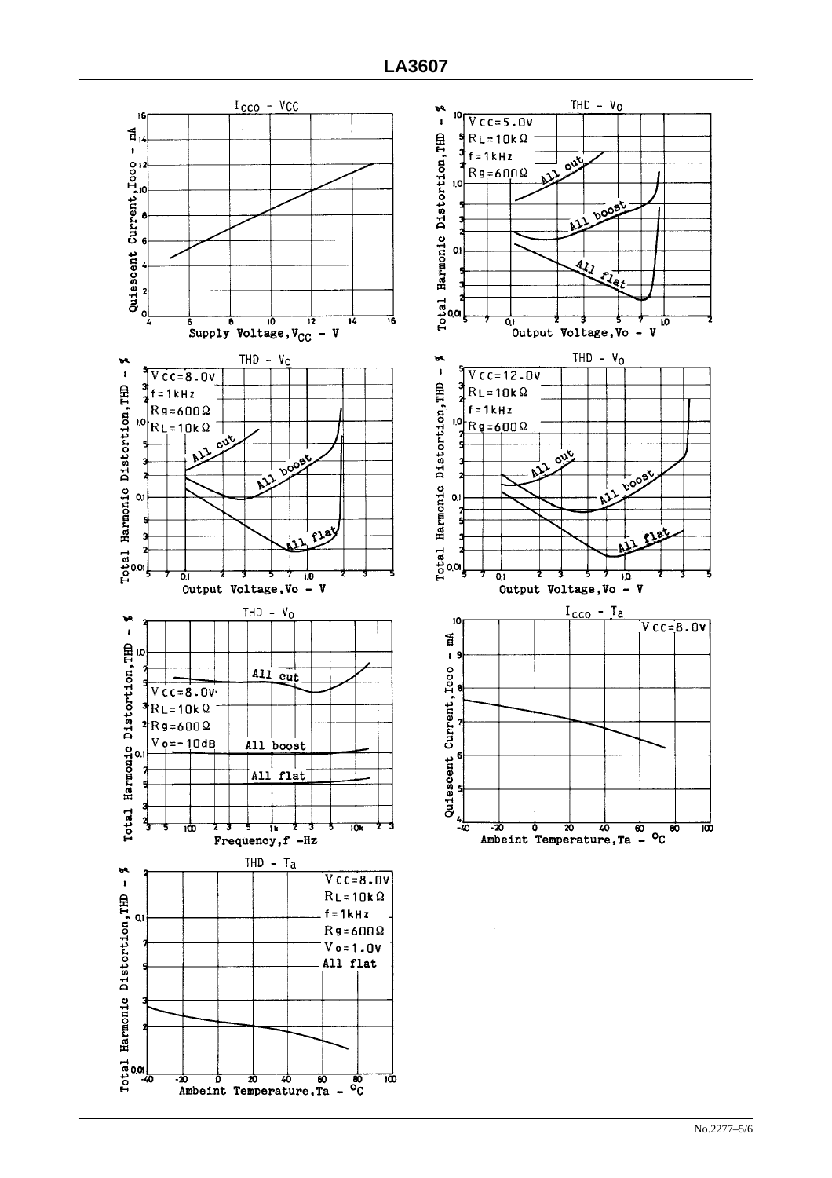**Icco - VCC**

Quiescent Current, Icco - mA

Supply Voltage, $V_{CC}$ - V

**THD - Vo**

VCC=5.0V
RL=10kΩ
f=1kHz
Rg=600Ω

All cut
All boost
All flat

Total Harmonic Distortion, THD - %

Output Voltage, Vo - V

**THD - Vo**

VCC=8.0V
f=1kHz
Rg=600Ω
RL=10kΩ

All cut
All boost
All flat

Total Harmonic Distortion, THD - %

Output Voltage, Vo - V

**THD - Vo**

VCC=12.0V
RL=10kΩ
f=1kHz
Rg=600Ω

All cut
All boost
All flat

Total Harmonic Distortion, THD - %

Output Voltage, Vo - V

**THD - Vo**

VCC=8.0V
RL=10kΩ
Rg=600Ω
Vo=-10dB

All cut
All boost
All flat

Total Harmonic Distortion, THD - %

Frequency, f - Hz

**Icco - Ta**

VCC=8.0V

Quiescent Current, Icco - mA

Ambeint Temperature, Ta - °C

**THD - Ta**

VCC=8.0V
RL=10kΩ
f=1kHz
Rg=600Ω
Vo=1.0V
All flat

Total Harmonic Distortion, THD - %

Ambeint Temperature, Ta - °C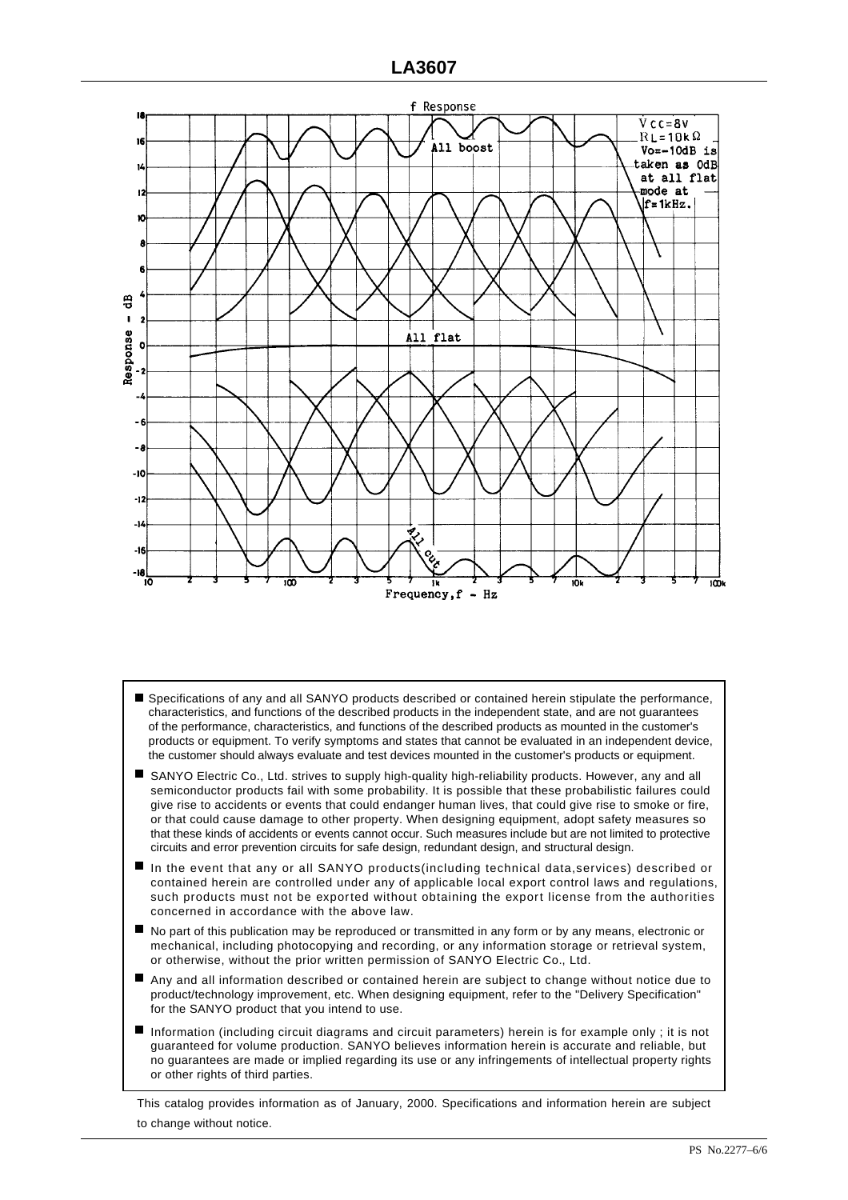f Response

Response – dB

Frequency, f – Hz

VCC=8V
RL=10kΩ
Vo=–10dB is taken as 0dB at all flat mode at f=1kHz.

All boost

All flat

All cut

18
16
14
12
10
8
6
4
2
0
-2
-4
-6
-8
-10
-12
-14
-16
-18

10 2 3 5 7 100 2 3 5 7 1k 2 3 5 7 10k 2 3 5 7 100k

- Specifications of any and all SANYO products described or contained herein stipulate the performance, characteristics, and functions of the described products in the independent state, and are not guarantees of the performance, characteristics, and functions of the described products as mounted in the customer's products or equipment. To verify symptoms and states that cannot be evaluated in an independent device, the customer should always evaluate and test devices mounted in the customer's products or equipment.
- SANYO Electric Co., Ltd. strives to supply high-quality high-reliability products. However, any and all semiconductor products fail with some probability. It is possible that these probabilistic failures could give rise to accidents or events that could endanger human lives, that could give rise to smoke or fire, or that could cause damage to other property. When designing equipment, adopt safety measures so that these kinds of accidents or events cannot occur. Such measures include but are not limited to protective circuits and error prevention circuits for safe design, redundant design, and structural design.
- In the event that any or all SANYO products(including technical data,services) described or contained herein are controlled under any of applicable local export control laws and regulations, such products must not be exported without obtaining the export license from the authorities concerned in accordance with the above law.
- No part of this publication may be reproduced or transmitted in any form or by any means, electronic or mechanical, including photocopying and recording, or any information storage or retrieval system, or otherwise, without the prior written permission of SANYO Electric Co., Ltd.
- Any and all information described or contained herein are subject to change without notice due to product/technology improvement, etc. When designing equipment, refer to the "Delivery Specification" for the SANYO product that you intend to use.
- Information (including circuit diagrams and circuit parameters) herein is for example only ; it is not guaranteed for volume production. SANYO believes information herein is accurate and reliable, but no guarantees are made or implied regarding its use or any infringements of intellectual property rights or other rights of third parties.

This catalog provides information as of January, 2000. Specifications and information herein are subject to change without notice.